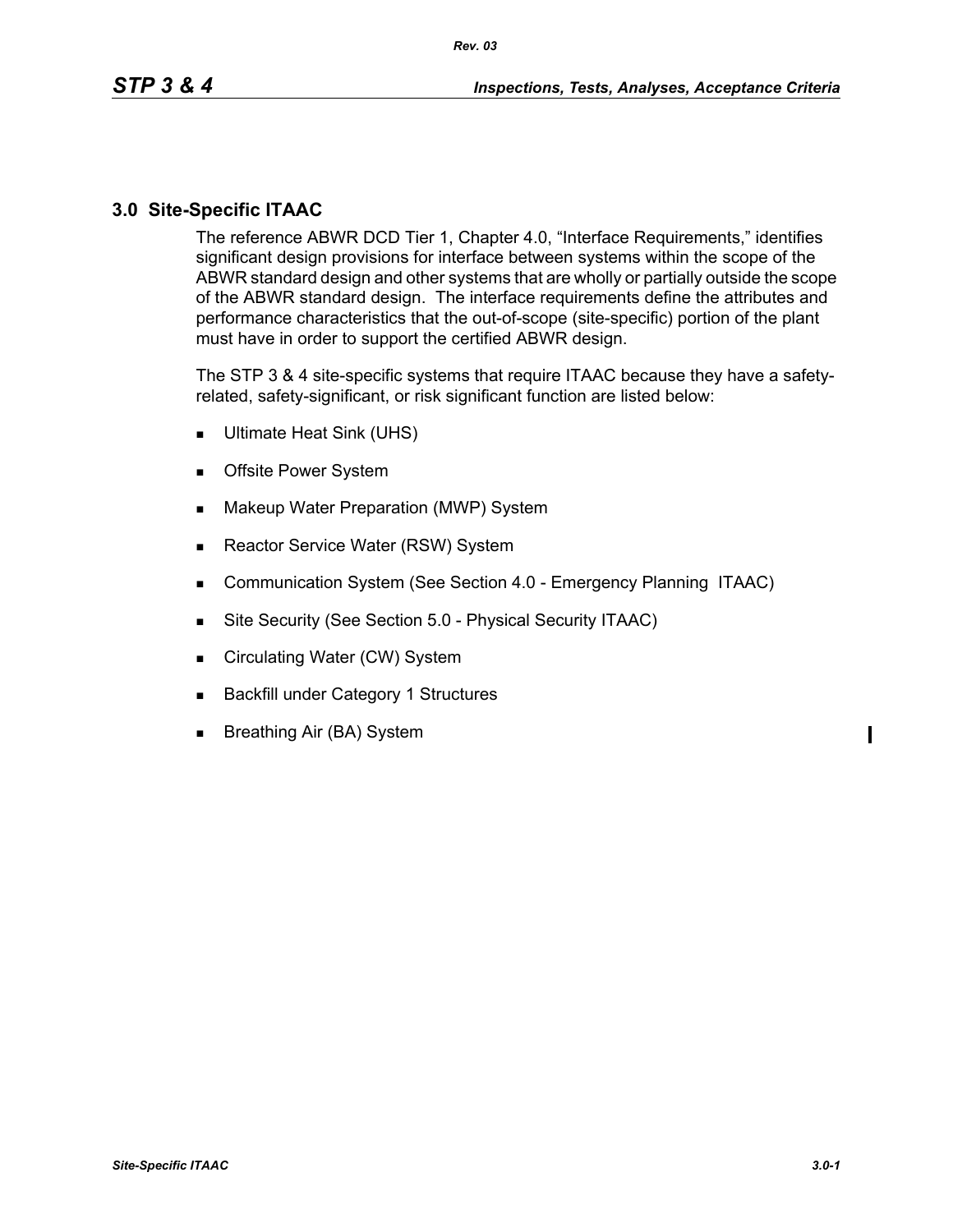## 3.0 Site-Specific ITAAC

The reference ABWR DCD Tier 1, Chapter 4.0, "Interface Requirements," identifies significant design provisions for interface between systems within the scope of the ABWR standard design and other systems that are wholly or partially outside the scope of the ABWR standard design. The interface requirements define the attributes and performance characteristics that the out-of-scope (site-specific) portion of the plant must have in order to support the certified ABWR design.

The STP 3 & 4 site-specific systems that require ITAAC because they have a safety-related, safety-significant, or risk significant function are listed below:

- Ultimate Heat Sink (UHS)
- Offsite Power System
- Makeup Water Preparation (MWP) System
- Reactor Service Water (RSW) System
- Communication System (See Section 4.0 - Emergency Planning ITAAC)
- Site Security (See Section 5.0 - Physical Security ITAAC)
- Circulating Water (CW) System
- Backfill under Category 1 Structures
- Breathing Air (BA) System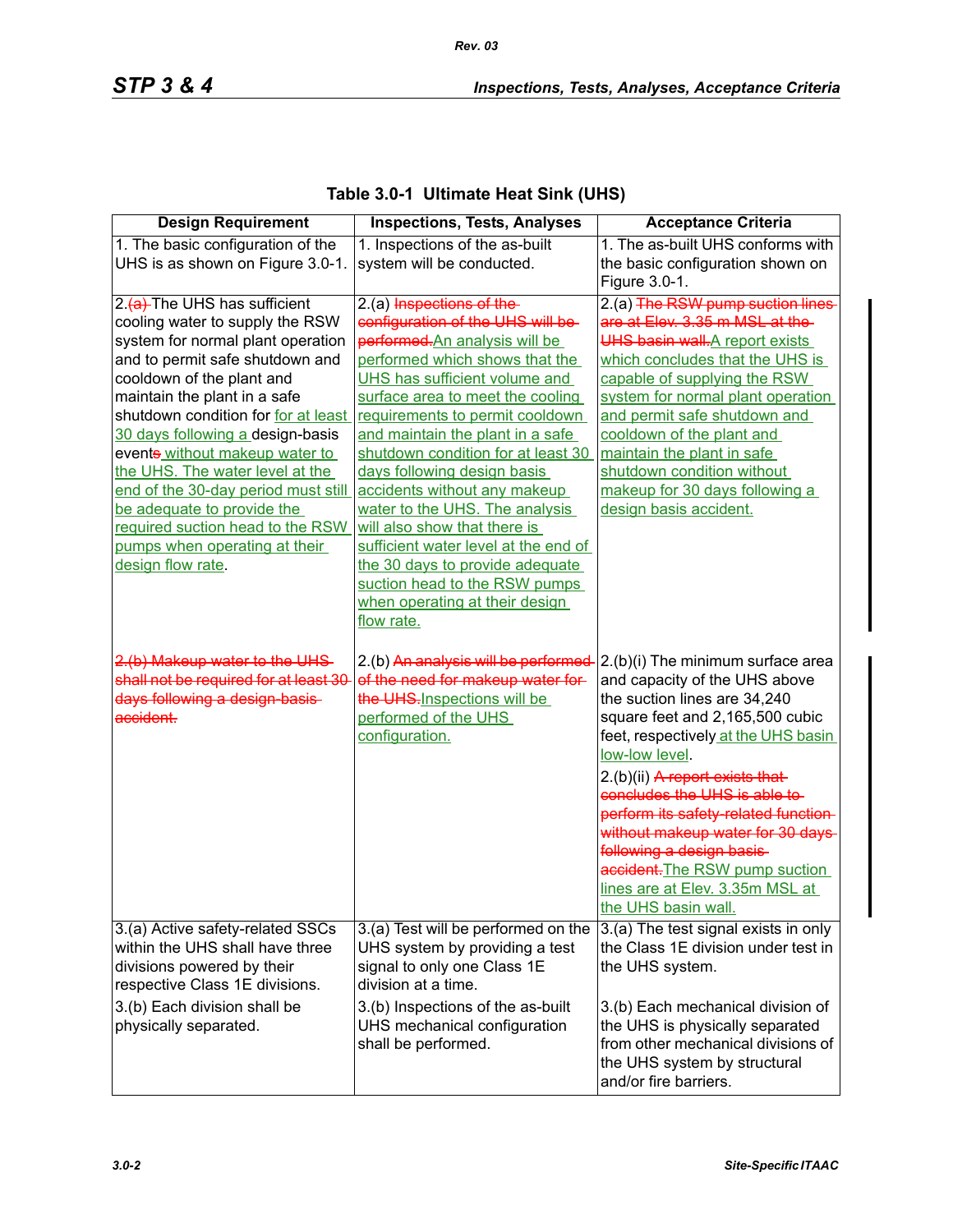**Table 3.0-1 Ultimate Heat Sink (UHS)**

| Design Requirement | Inspections, Tests, Analyses | Acceptance Criteria |
|---|---|---|
| 1. The basic configuration of the UHS is as shown on Figure 3.0-1. | 1. Inspections of the as-built system will be conducted. | 1. The as-built UHS conforms with the basic configuration shown on Figure 3.0-1. |
| 2.~~(a)~~ The UHS has sufficient cooling water to supply the RSW system for normal plant operation and to permit safe shutdown and cooldown of the plant and maintain the plant in a safe shutdown condition for for at least 30 days following a design-basis event~~s~~ without makeup water to the UHS. The water level at the end of the 30-day period must still be adequate to provide the required suction head to the RSW pumps when operating at their design flow rate. | 2.(a) ~~Inspections of the configuration of the UHS will be performed.~~An analysis will be performed which shows that the UHS has sufficient volume and surface area to meet the cooling requirements to permit cooldown and maintain the plant in a safe shutdown condition for at least 30 days following design basis accidents without any makeup water to the UHS. The analysis will also show that there is sufficient water level at the end of the 30 days to provide adequate suction head to the RSW pumps when operating at their design flow rate. | 2.(a) ~~The RSW pump suction lines are at Elev. 3.35 m MSL at the UHS basin wall.~~A report exists which concludes that the UHS is capable of supplying the RSW system for normal plant operation and permit safe shutdown and cooldown of the plant and maintain the plant in safe shutdown condition without makeup for 30 days following a design basis accident. |
| ~~2.(b) Makeup water to the UHS shall not be required for at least 30 days following a design basis accident.~~ | 2.(b) ~~An analysis will be performed of the need for makeup water for the UHS.~~Inspections will be performed of the UHS configuration. | 2.(b)(i) The minimum surface area and capacity of the UHS above the suction lines are 34,240 square feet and 2,165,500 cubic feet, respectively at the UHS basin low-low level.<br>2.(b)(ii) ~~A report exists that concludes the UHS is able to perform its safety-related function without makeup water for 30 days following a design basis accident.~~The RSW pump suction lines are at Elev. 3.35m MSL at the UHS basin wall. |
| 3.(a) Active safety-related SSCs within the UHS shall have three divisions powered by their respective Class 1E divisions. | 3.(a) Test will be performed on the UHS system by providing a test signal to only one Class 1E division at a time. | 3.(a) The test signal exists in only the Class 1E division under test in the UHS system. |
| 3.(b) Each division shall be physically separated. | 3.(b) Inspections of the as-built UHS mechanical configuration shall be performed. | 3.(b) Each mechanical division of the UHS is physically separated from other mechanical divisions of the UHS system by structural and/or fire barriers. |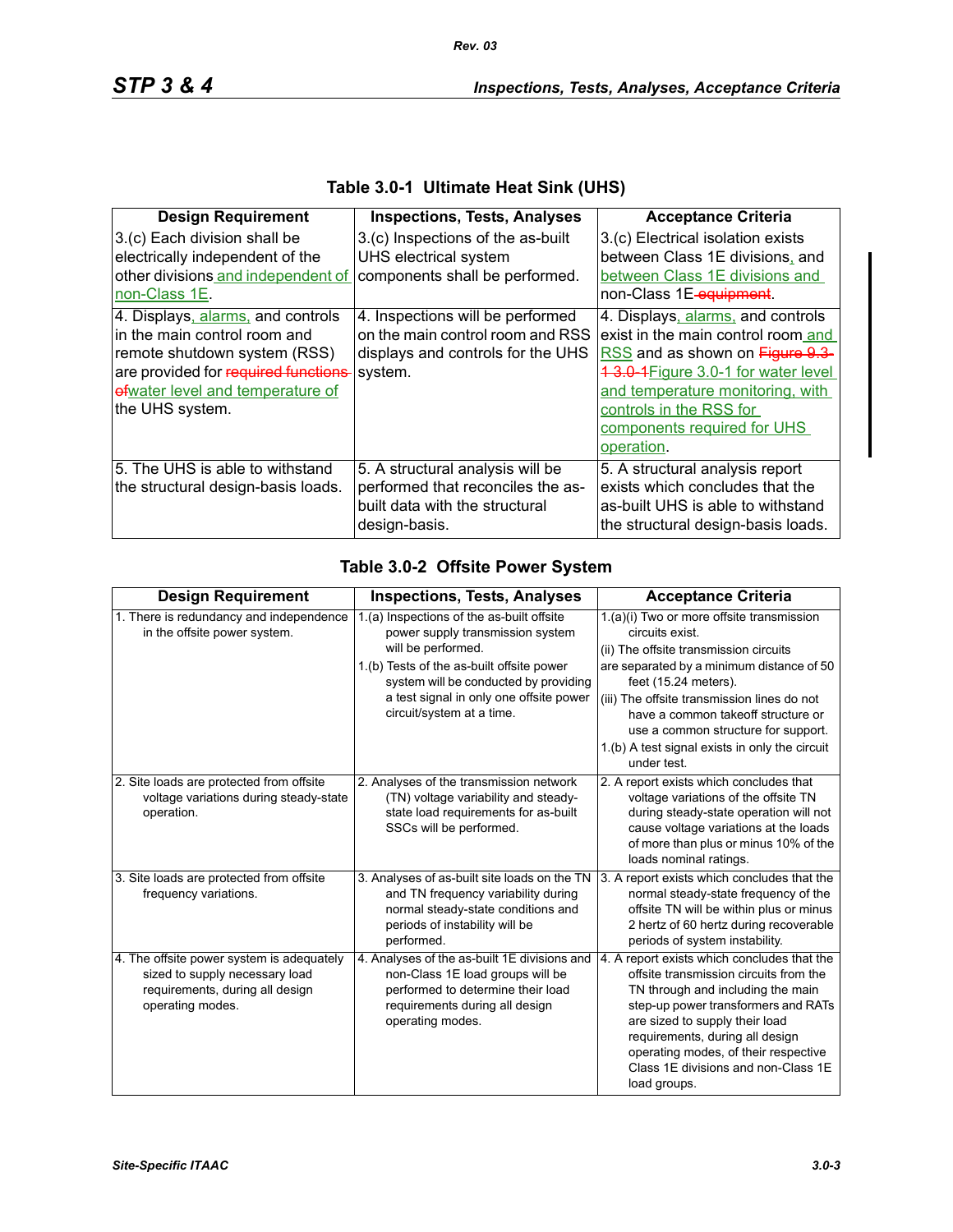**Table 3.0-1 Ultimate Heat Sink (UHS)**

| Design Requirement | Inspections, Tests, Analyses | Acceptance Criteria |
|---|---|---|
| 3.(c) Each division shall be electrically independent of the other divisions and independent of non-Class 1E. | 3.(c) Inspections of the as-built UHS electrical system components shall be performed. | 3.(c) Electrical isolation exists between Class 1E divisions, and between Class 1E divisions and non-Class 1E ~~equipment~~. |
| 4. Displays, alarms, and controls in the main control room and remote shutdown system (RSS) are provided for ~~required functions of~~ water level and temperature of the UHS system. | 4. Inspections will be performed on the main control room and RSS displays and controls for the UHS system. | 4. Displays, alarms, and controls exist in the main control room and RSS and as shown on ~~Figure 9.3-1 3.0-1~~ Figure 3.0-1 for water level and temperature monitoring, with controls in the RSS for components required for UHS operation. |
| 5. The UHS is able to withstand the structural design-basis loads. | 5. A structural analysis will be performed that reconciles the as-built data with the structural design-basis. | 5. A structural analysis report exists which concludes that the as-built UHS is able to withstand the structural design-basis loads. |

**Table 3.0-2 Offsite Power System**

| Design Requirement | Inspections, Tests, Analyses | Acceptance Criteria |
|---|---|---|
| 1. There is redundancy and independence in the offsite power system. | 1.(a) Inspections of the as-built offsite power supply transmission system will be performed.<br>1.(b) Tests of the as-built offsite power system will be conducted by providing a test signal in only one offsite power circuit/system at a time. | 1.(a)(i) Two or more offsite transmission circuits exist.<br>(ii) The offsite transmission circuits are separated by a minimum distance of 50 feet (15.24 meters).<br>(iii) The offsite transmission lines do not have a common takeoff structure or use a common structure for support.<br>1.(b) A test signal exists in only the circuit under test. |
| 2. Site loads are protected from offsite voltage variations during steady-state operation. | 2. Analyses of the transmission network (TN) voltage variability and steady-state load requirements for as-built SSCs will be performed. | 2. A report exists which concludes that voltage variations of the offsite TN during steady-state operation will not cause voltage variations at the loads of more than plus or minus 10% of the loads nominal ratings. |
| 3. Site loads are protected from offsite frequency variations. | 3. Analyses of as-built site loads on the TN and TN frequency variability during normal steady-state conditions and periods of instability will be performed. | 3. A report exists which concludes that the normal steady-state frequency of the offsite TN will be within plus or minus 2 hertz of 60 hertz during recoverable periods of system instability. |
| 4. The offsite power system is adequately sized to supply necessary load requirements, during all design operating modes. | 4. Analyses of the as-built 1E divisions and non-Class 1E load groups will be performed to determine their load requirements during all design operating modes. | 4. A report exists which concludes that the offsite transmission circuits from the TN through and including the main step-up power transformers and RATs are sized to supply their load requirements, during all design operating modes, of their respective Class 1E divisions and non-Class 1E load groups. |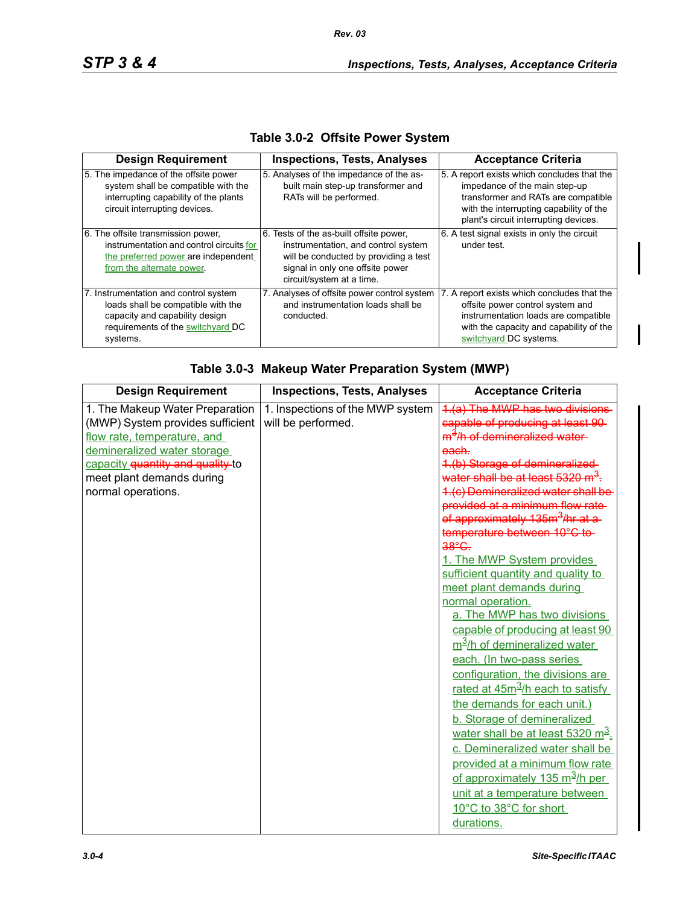**Table 3.0-2 Offsite Power System**

| Design Requirement | Inspections, Tests, Analyses | Acceptance Criteria |
|---|---|---|
| 5. The impedance of the offsite power system shall be compatible with the interrupting capability of the plants circuit interrupting devices. | 5. Analyses of the impedance of the as-built main step-up transformer and RATs will be performed. | 5. A report exists which concludes that the impedance of the main step-up transformer and RATs are compatible with the interrupting capability of the plant's circuit interrupting devices. |
| 6. The offsite transmission power, instrumentation and control circuits for the preferred power are independent from the alternate power. | 6. Tests of the as-built offsite power, instrumentation, and control system will be conducted by providing a test signal in only one offsite power circuit/system at a time. | 6. A test signal exists in only the circuit under test. |
| 7. Instrumentation and control system loads shall be compatible with the capacity and capability design requirements of the switchyard DC systems. | 7. Analyses of offsite power control system and instrumentation loads shall be conducted. | 7. A report exists which concludes that the offsite power control system and instrumentation loads are compatible with the capacity and capability of the switchyard DC systems. |

**Table 3.0-3 Makeup Water Preparation System (MWP)**

| Design Requirement | Inspections, Tests, Analyses | Acceptance Criteria |
|---|---|---|
| 1. The Makeup Water Preparation (MWP) System provides sufficient flow rate, temperature, and demineralized water storage capacity ~~quantity and quality~~ to meet plant demands during normal operations. | 1. Inspections of the MWP system will be performed. | ~~1.(a) The MWP has two divisions capable of producing at least 90 $m^3$/h of demineralized water each.~~<br>~~1.(b) Storage of demineralized water shall be at least 5320 $m^3$.~~<br>~~1.(c) Demineralized water shall be provided at a minimum flow rate of approximately 135$m^3$/hr at a temperature between 10°C to 38°C.~~<br>1. The MWP System provides sufficient quantity and quality to meet plant demands during normal operation.<br>a. The MWP has two divisions capable of producing at least 90 $m^3$/h of demineralized water each. (In two-pass series configuration, the divisions are rated at 45$m^3$/h each to satisfy the demands for each unit.)<br>b. Storage of demineralized water shall be at least 5320 $m^3$.<br>c. Demineralized water shall be provided at a minimum flow rate of approximately 135 $m^3$/h per unit at a temperature between 10°C to 38°C for short durations. |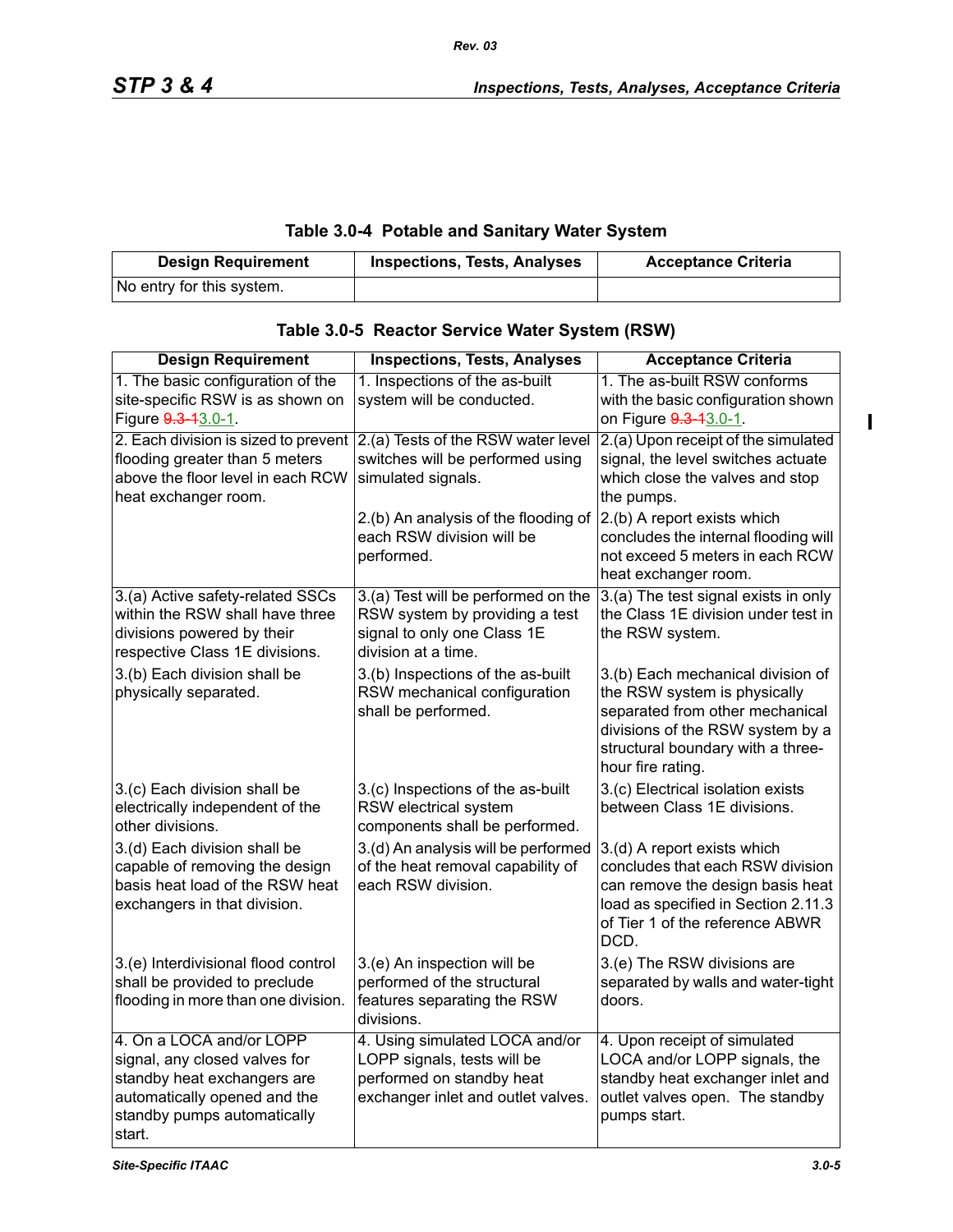## Table 3.0-4 Potable and Sanitary Water System

| Design Requirement | Inspections, Tests, Analyses | Acceptance Criteria |
|---|---|---|
| No entry for this system. | | |

## Table 3.0-5 Reactor Service Water System (RSW)

| Design Requirement | Inspections, Tests, Analyses | Acceptance Criteria |
|---|---|---|
| 1. The basic configuration of the site-specific RSW is as shown on Figure ~~9.3-1~~3.0-1. | 1. Inspections of the as-built system will be conducted. | 1. The as-built RSW conforms with the basic configuration shown on Figure ~~9.3-1~~3.0-1. |
| 2. Each division is sized to prevent flooding greater than 5 meters above the floor level in each RCW heat exchanger room. | 2.(a) Tests of the RSW water level switches will be performed using simulated signals. | 2.(a) Upon receipt of the simulated signal, the level switches actuate which close the valves and stop the pumps. |
| | 2.(b) An analysis of the flooding of each RSW division will be performed. | 2.(b) A report exists which concludes the internal flooding will not exceed 5 meters in each RCW heat exchanger room. |
| 3.(a) Active safety-related SSCs within the RSW shall have three divisions powered by their respective Class 1E divisions. | 3.(a) Test will be performed on the RSW system by providing a test signal to only one Class 1E division at a time. | 3.(a) The test signal exists in only the Class 1E division under test in the RSW system. |
| 3.(b) Each division shall be physically separated. | 3.(b) Inspections of the as-built RSW mechanical configuration shall be performed. | 3.(b) Each mechanical division of the RSW system is physically separated from other mechanical divisions of the RSW system by a structural boundary with a three-hour fire rating. |
| 3.(c) Each division shall be electrically independent of the other divisions. | 3.(c) Inspections of the as-built RSW electrical system components shall be performed. | 3.(c) Electrical isolation exists between Class 1E divisions. |
| 3.(d) Each division shall be capable of removing the design basis heat load of the RSW heat exchangers in that division. | 3.(d) An analysis will be performed of the heat removal capability of each RSW division. | 3.(d) A report exists which concludes that each RSW division can remove the design basis heat load as specified in Section 2.11.3 of Tier 1 of the reference ABWR DCD. |
| 3.(e) Interdivisional flood control shall be provided to preclude flooding in more than one division. | 3.(e) An inspection will be performed of the structural features separating the RSW divisions. | 3.(e) The RSW divisions are separated by walls and water-tight doors. |
| 4. On a LOCA and/or LOPP signal, any closed valves for standby heat exchangers are automatically opened and the standby pumps automatically start. | 4. Using simulated LOCA and/or LOPP signals, tests will be performed on standby heat exchanger inlet and outlet valves. | 4. Upon receipt of simulated LOCA and/or LOPP signals, the standby heat exchanger inlet and outlet valves open. The standby pumps start. |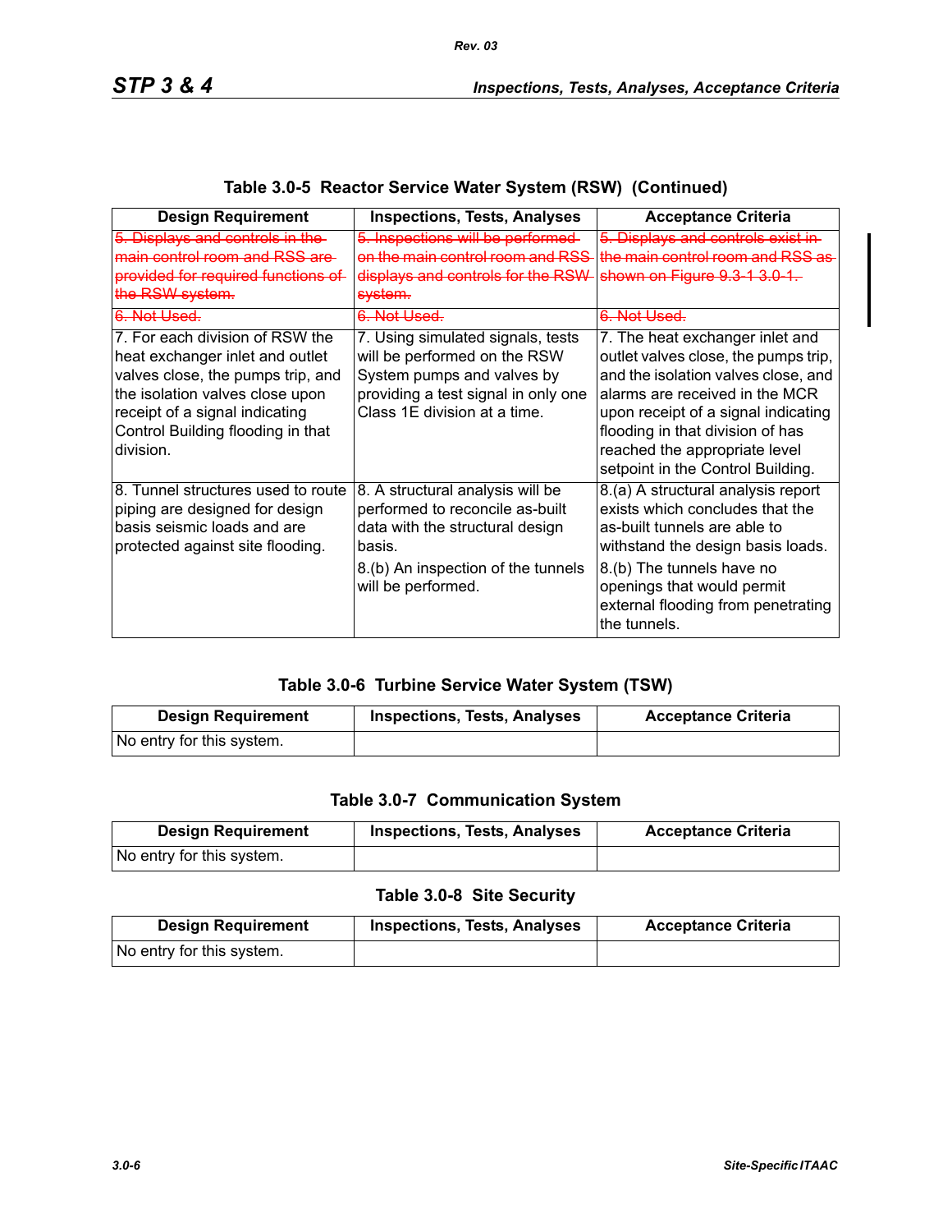## Table 3.0-5 Reactor Service Water System (RSW) (Continued)

| Design Requirement | Inspections, Tests, Analyses | Acceptance Criteria |
|---|---|---|
| ~~5. Displays and controls in the main control room and RSS are provided for required functions of the RSW system.~~ | ~~5. Inspections will be performed on the main control room and RSS displays and controls for the RSW system.~~ | ~~5. Displays and controls exist in the main control room and RSS as shown on Figure 9.3-1 3.0-1.~~ |
| ~~6. Not Used.~~ | ~~6. Not Used.~~ | ~~6. Not Used.~~ |
| 7. For each division of RSW the heat exchanger inlet and outlet valves close, the pumps trip, and the isolation valves close upon receipt of a signal indicating Control Building flooding in that division. | 7. Using simulated signals, tests will be performed on the RSW System pumps and valves by providing a test signal in only one Class 1E division at a time. | 7. The heat exchanger inlet and outlet valves close, the pumps trip, and the isolation valves close, and alarms are received in the MCR upon receipt of a signal indicating flooding in that division of has reached the appropriate level setpoint in the Control Building. |
| 8. Tunnel structures used to route piping are designed for design basis seismic loads and are protected against site flooding. | 8. A structural analysis will be performed to reconcile as-built data with the structural design basis.<br>8.(b) An inspection of the tunnels will be performed. | 8.(a) A structural analysis report exists which concludes that the as-built tunnels are able to withstand the design basis loads.<br>8.(b) The tunnels have no openings that would permit external flooding from penetrating the tunnels. |

## Table 3.0-6 Turbine Service Water System (TSW)

| Design Requirement | Inspections, Tests, Analyses | Acceptance Criteria |
|---|---|---|
| No entry for this system. | | |

## Table 3.0-7 Communication System

| Design Requirement | Inspections, Tests, Analyses | Acceptance Criteria |
|---|---|---|
| No entry for this system. | | |

## Table 3.0-8 Site Security

| Design Requirement | Inspections, Tests, Analyses | Acceptance Criteria |
|---|---|---|
| No entry for this system. | | |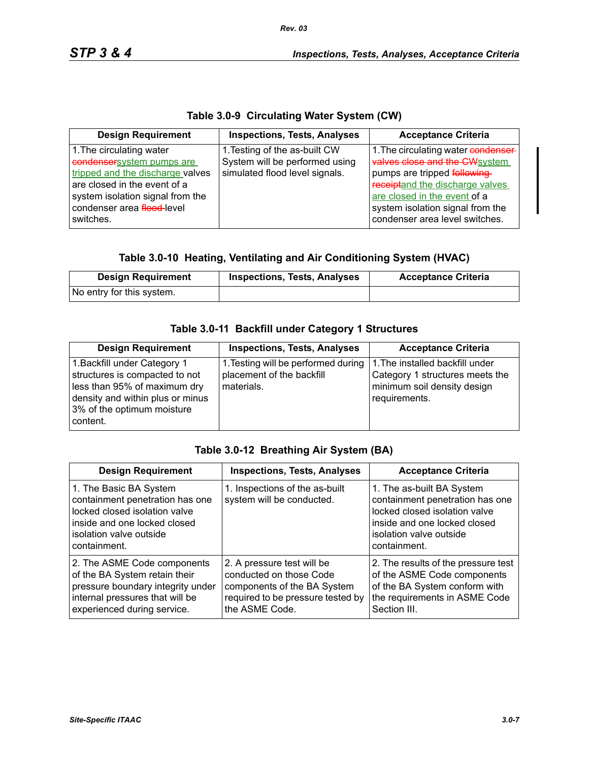### Table 3.0-9 Circulating Water System (CW)

| Design Requirement | Inspections, Tests, Analyses | Acceptance Criteria |
|---|---|---|
| 1.The circulating water ~~condenser~~system pumps are tripped and the discharge valves are closed in the event of a system isolation signal from the condenser area ~~flood~~ level switches. | 1.Testing of the as-built CW System will be performed using simulated flood level signals. | 1.The circulating water ~~condenser valves close and the CW~~system pumps are tripped ~~following receipt~~and the discharge valves are closed in the event of a system isolation signal from the condenser area level switches. |

### Table 3.0-10 Heating, Ventilating and Air Conditioning System (HVAC)

| Design Requirement | Inspections, Tests, Analyses | Acceptance Criteria |
|---|---|---|
| No entry for this system. | | |

### Table 3.0-11 Backfill under Category 1 Structures

| Design Requirement | Inspections, Tests, Analyses | Acceptance Criteria |
|---|---|---|
| 1.Backfill under Category 1 structures is compacted to not less than 95% of maximum dry density and within plus or minus 3% of the optimum moisture content. | 1.Testing will be performed during placement of the backfill materials. | 1.The installed backfill under Category 1 structures meets the minimum soil density design requirements. |

### Table 3.0-12 Breathing Air System (BA)

| Design Requirement | Inspections, Tests, Analyses | Acceptance Criteria |
|---|---|---|
| 1. The Basic BA System containment penetration has one locked closed isolation valve inside and one locked closed isolation valve outside containment. | 1. Inspections of the as-built system will be conducted. | 1. The as-built BA System containment penetration has one locked closed isolation valve inside and one locked closed isolation valve outside containment. |
| 2. The ASME Code components of the BA System retain their pressure boundary integrity under internal pressures that will be experienced during service. | 2. A pressure test will be conducted on those Code components of the BA System required to be pressure tested by the ASME Code. | 2. The results of the pressure test of the ASME Code components of the BA System conform with the requirements in ASME Code Section III. |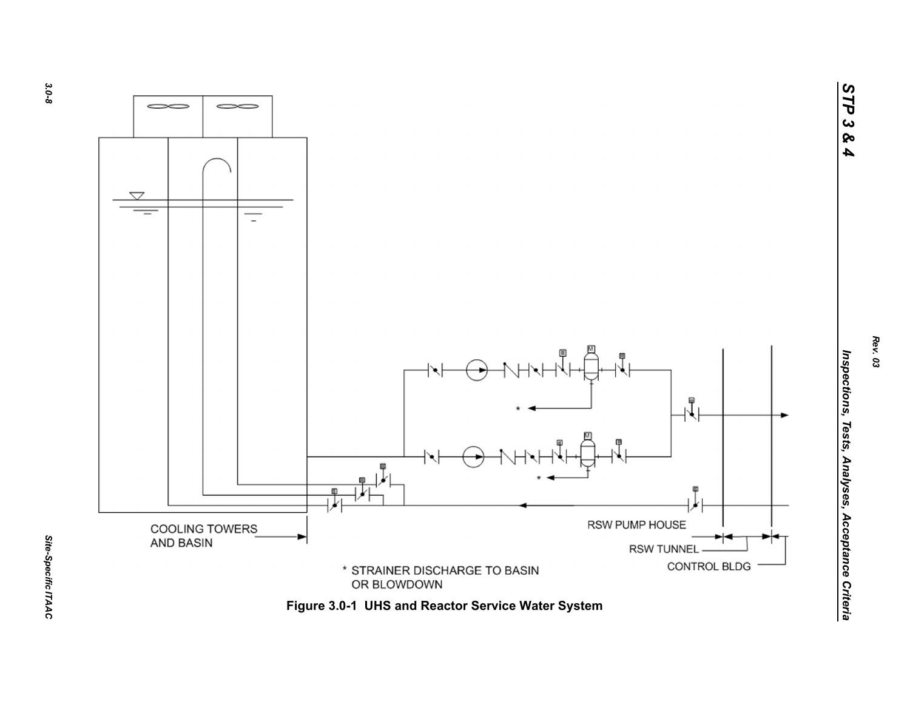COOLING TOWERS AND BASIN

RSW PUMP HOUSE

RSW TUNNEL

CONTROL BLDG

\* STRAINER DISCHARGE TO BASIN OR BLOWDOWN

Figure 3.0-1 UHS and Reactor Service Water System